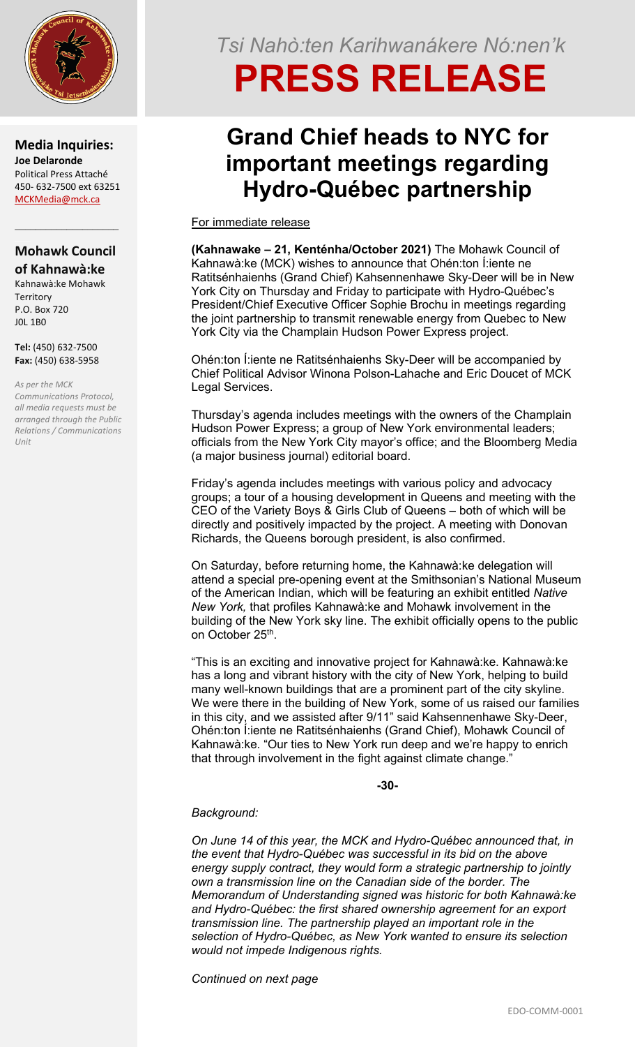*Tsi Nahò:ten Karihwanákere Nó:nen'k*

# PRESS RELEASE

**Media Inquiries:**
**Joe Delaronde**
Political Press Attaché
450- 632-7500 ext 63251
MCKMedia@mck.ca

**Mohawk Council of Kahnawà:ke**
Kahnawà:ke Mohawk Territory
P.O. Box 720
J0L 1B0

**Tel:** (450) 632-7500
**Fax:** (450) 638-5958

*As per the MCK Communications Protocol, all media requests must be arranged through the Public Relations / Communications Unit*

## Grand Chief heads to NYC for important meetings regarding Hydro-Québec partnership

For immediate release

**(Kahnawake – 21, Kenténha/October 2021)** The Mohawk Council of Kahnawà:ke (MCK) wishes to announce that Ohén:ton Í:iente ne Ratitsénhaienhs (Grand Chief) Kahsennenhawe Sky-Deer will be in New York City on Thursday and Friday to participate with Hydro-Québec's President/Chief Executive Officer Sophie Brochu in meetings regarding the joint partnership to transmit renewable energy from Quebec to New York City via the Champlain Hudson Power Express project.

Ohén:ton Í:iente ne Ratitsénhaienhs Sky-Deer will be accompanied by Chief Political Advisor Winona Polson-Lahache and Eric Doucet of MCK Legal Services.

Thursday's agenda includes meetings with the owners of the Champlain Hudson Power Express; a group of New York environmental leaders; officials from the New York City mayor's office; and the Bloomberg Media (a major business journal) editorial board.

Friday's agenda includes meetings with various policy and advocacy groups; a tour of a housing development in Queens and meeting with the CEO of the Variety Boys & Girls Club of Queens – both of which will be directly and positively impacted by the project. A meeting with Donovan Richards, the Queens borough president, is also confirmed.

On Saturday, before returning home, the Kahnawà:ke delegation will attend a special pre-opening event at the Smithsonian's National Museum of the American Indian, which will be featuring an exhibit entitled *Native New York,* that profiles Kahnawà:ke and Mohawk involvement in the building of the New York sky line. The exhibit officially opens to the public on October 25th.

"This is an exciting and innovative project for Kahnawà:ke. Kahnawà:ke has a long and vibrant history with the city of New York, helping to build many well-known buildings that are a prominent part of the city skyline. We were there in the building of New York, some of us raised our families in this city, and we assisted after 9/11" said Kahsennenhawe Sky-Deer, Ohén:ton Í:iente ne Ratitsénhaienhs (Grand Chief), Mohawk Council of Kahnawà:ke. "Our ties to New York run deep and we're happy to enrich that through involvement in the fight against climate change."

**-30-**

*Background:*

*On June 14 of this year, the MCK and Hydro-Québec announced that, in the event that Hydro-Québec was successful in its bid on the above energy supply contract, they would form a strategic partnership to jointly own a transmission line on the Canadian side of the border. The Memorandum of Understanding signed was historic for both Kahnawà:ke and Hydro-Québec: the first shared ownership agreement for an export transmission line. The partnership played an important role in the selection of Hydro-Québec, as New York wanted to ensure its selection would not impede Indigenous rights.*

*Continued on next page*

EDO-COMM-0001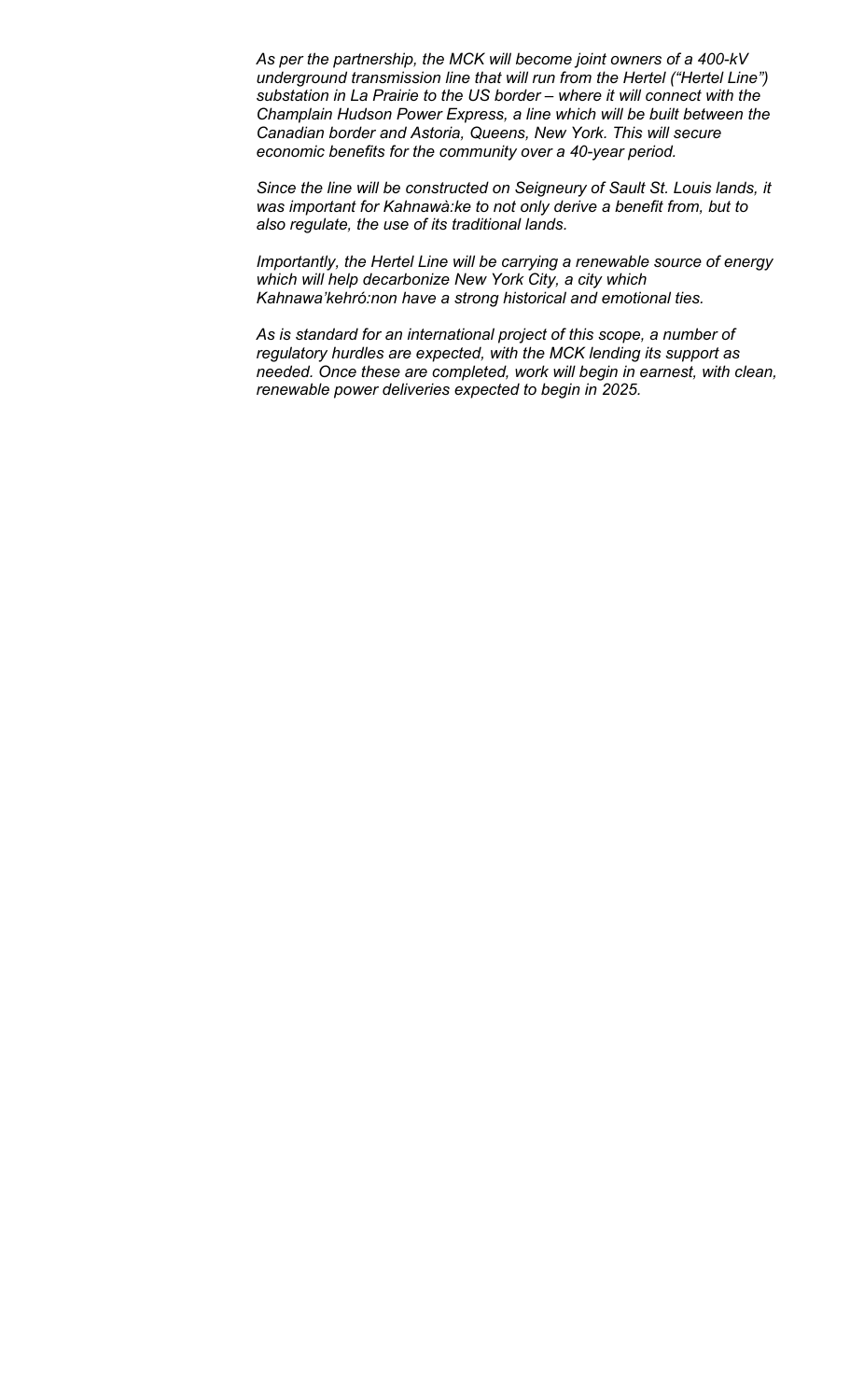*As per the partnership, the MCK will become joint owners of a 400-kV underground transmission line that will run from the Hertel ("Hertel Line") substation in La Prairie to the US border – where it will connect with the Champlain Hudson Power Express, a line which will be built between the Canadian border and Astoria, Queens, New York. This will secure economic benefits for the community over a 40-year period.*

*Since the line will be constructed on Seigneury of Sault St. Louis lands, it was important for Kahnawà:ke to not only derive a benefit from, but to also regulate, the use of its traditional lands.*

*Importantly, the Hertel Line will be carrying a renewable source of energy which will help decarbonize New York City, a city which Kahnawa'kehró:non have a strong historical and emotional ties.*

*As is standard for an international project of this scope, a number of regulatory hurdles are expected, with the MCK lending its support as needed. Once these are completed, work will begin in earnest, with clean, renewable power deliveries expected to begin in 2025.*